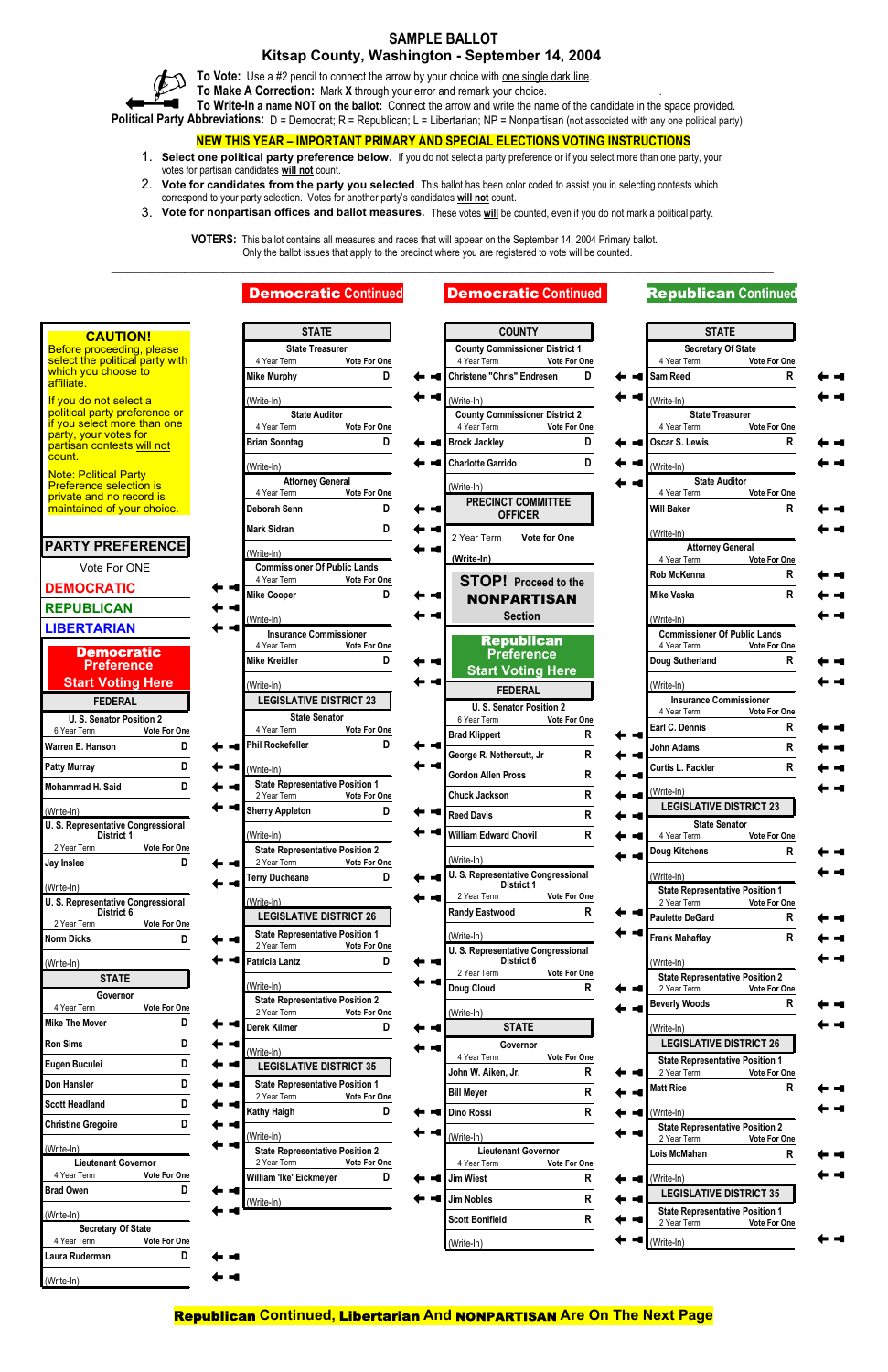# SAMPLE BALLOT
## Kitsap County, Washington - September 14, 2004

**To Vote:** Use a #2 pencil to connect the arrow by your choice with one single dark line.
**To Make A Correction:** Mark **X** through your error and remark your choice.
**To Write-In a name NOT on the ballot:** Connect the arrow and write the name of the candidate in the space provided.
**Political Party Abbreviations:** D = Democrat; R = Republican; L = Libertarian; NP = Nonpartisan (not associated with any one political party)

**NEW THIS YEAR – IMPORTANT PRIMARY AND SPECIAL ELECTIONS VOTING INSTRUCTIONS**

1. **Select one political party preference below.** If you do not select a party preference or if you select more than one party, your votes for partisan candidates **will not** count.
2. **Vote for candidates from the party you selected.** This ballot has been color coded to assist you in selecting contests which correspond to your party selection. Votes for another party's candidates **will not** count.
3. **Vote for nonpartisan offices and ballot measures.** These votes **will** be counted, even if you do not mark a political party.

**VOTERS:** This ballot contains all measures and races that will appear on the September 14, 2004 Primary ballot. Only the ballot issues that apply to the precinct where you are registered to vote will be counted.

---

**CAUTION!**
Before proceeding, please select the political party with which you choose to affiliate.

If you do not select a political party preference or if you select more than one party, your votes for partisan contests will not count.

Note: Political Party Preference selection is private and no record is maintained of your choice.

### PARTY PREFERENCE
Vote For ONE
- DEMOCRATIC
- REPUBLICAN
- LIBERTARIAN

## Democratic Preference – Start Voting Here

### FEDERAL

**U. S. Senator Position 2** — 6 Year Term — Vote For One
- Warren E. Hanson — D
- Patty Murray — D
- Mohammad H. Said — D
- (Write-In)

**U. S. Representative Congressional District 1** — 2 Year Term — Vote For One
- Jay Inslee — D
- (Write-In)

**U. S. Representative Congressional District 6** — 2 Year Term — Vote For One
- Norm Dicks — D
- (Write-In)

### STATE

**Governor** — 4 Year Term — Vote For One
- Mike The Mover — D
- Ron Sims — D
- Eugen Buculei — D
- Don Hansler — D
- Scott Headland — D
- Christine Gregoire — D
- (Write-In)

**Lieutenant Governor** — 4 Year Term — Vote For One
- Brad Owen — D
- (Write-In)

**Secretary Of State** — 4 Year Term — Vote For One
- Laura Ruderman — D
- (Write-In)

## Democratic Continued

### STATE

**State Treasurer** — 4 Year Term — Vote For One
- Mike Murphy — D
- (Write-In)

**State Auditor** — 4 Year Term — Vote For One
- Brian Sonntag — D
- (Write-In)

**Attorney General** — 4 Year Term — Vote For One
- Deborah Senn — D
- Mark Sidran — D
- (Write-In)

**Commissioner Of Public Lands** — 4 Year Term — Vote For One
- Mike Cooper — D
- (Write-In)

**Insurance Commissioner** — 4 Year Term — Vote For One
- Mike Kreidler — D
- (Write-In)

### LEGISLATIVE DISTRICT 23

**State Senator** — 4 Year Term — Vote For One
- Phil Rockefeller — D
- (Write-In)

**State Representative Position 1** — 2 Year Term — Vote For One
- Sherry Appleton — D
- (Write-In)

**State Representative Position 2** — 2 Year Term — Vote For One
- Terry Ducheane — D
- (Write-In)

### LEGISLATIVE DISTRICT 26

**State Representative Position 1** — 2 Year Term — Vote For One
- Patricia Lantz — D
- (Write-In)

**State Representative Position 2** — 2 Year Term — Vote For One
- Derek Kilmer — D
- (Write-In)

### LEGISLATIVE DISTRICT 35

**State Representative Position 1** — 2 Year Term — Vote For One
- Kathy Haigh — D
- (Write-In)

**State Representative Position 2** — 2 Year Term — Vote For One
- William 'Ike' Eickmeyer — D
- (Write-In)

## Democratic Continued

### COUNTY

**County Commissioner District 1** — 4 Year Term — Vote For One
- Christene "Chris" Endresen — D
- (Write-In)

**County Commissioner District 2** — 4 Year Term — Vote For One
- Brock Jackley — D
- Charlotte Garrido — D
- (Write-In)

**PRECINCT COMMITTEE OFFICER** — 2 Year Term — Vote for One
- (Write-In)

**STOP!** Proceed to the **NONPARTISAN** Section

## Republican Preference – Start Voting Here

### FEDERAL

**U. S. Senator Position 2** — 6 Year Term — Vote For One
- Brad Klippert — R
- George R. Nethercutt, Jr — R
- Gordon Allen Pross — R
- Chuck Jackson — R
- Reed Davis — R
- William Edward Chovil — R
- (Write-In)

**U. S. Representative Congressional District 1** — 2 Year Term — Vote For One
- Randy Eastwood — R
- (Write-In)

**U. S. Representative Congressional District 6** — 2 Year Term — Vote For One
- Doug Cloud — R
- (Write-In)

### STATE

**Governor** — 4 Year Term — Vote For One
- John W. Aiken, Jr. — R
- Bill Meyer — R
- Dino Rossi — R
- (Write-In)

**Lieutenant Governor** — 4 Year Term — Vote For One
- Jim Wiest — R
- Jim Nobles — R
- Scott Bonifield — R
- (Write-In)

## Republican Continued

### STATE

**Secretary Of State** — 4 Year Term — Vote For One
- Sam Reed — R
- (Write-In)

**State Treasurer** — 4 Year Term — Vote For One
- Oscar S. Lewis — R
- (Write-In)

**State Auditor** — 4 Year Term — Vote For One
- Will Baker — R
- (Write-In)

**Attorney General** — 4 Year Term — Vote For One
- Rob McKenna — R
- Mike Vaska — R
- (Write-In)

**Commissioner Of Public Lands** — 4 Year Term — Vote For One
- Doug Sutherland — R
- (Write-In)

**Insurance Commissioner** — 4 Year Term — Vote For One
- Earl C. Dennis — R
- John Adams — R
- Curtis L. Fackler — R
- (Write-In)

### LEGISLATIVE DISTRICT 23

**State Senator** — 4 Year Term — Vote For One
- Doug Kitchens — R
- (Write-In)

**State Representative Position 1** — 2 Year Term — Vote For One
- Paulette DeGard — R
- Frank Mahaffay — R
- (Write-In)

**State Representative Position 2** — 2 Year Term — Vote For One
- Beverly Woods — R
- (Write-In)

### LEGISLATIVE DISTRICT 26

**State Representative Position 1** — 2 Year Term — Vote For One
- Matt Rice — R
- (Write-In)

**State Representative Position 2** — 2 Year Term — Vote For One
- Lois McMahan — R
- (Write-In)

### LEGISLATIVE DISTRICT 35

**State Representative Position 1** — 2 Year Term — Vote For One
- (Write-In)

---

**Republican Continued, Libertarian And NONPARTISAN Are On The Next Page**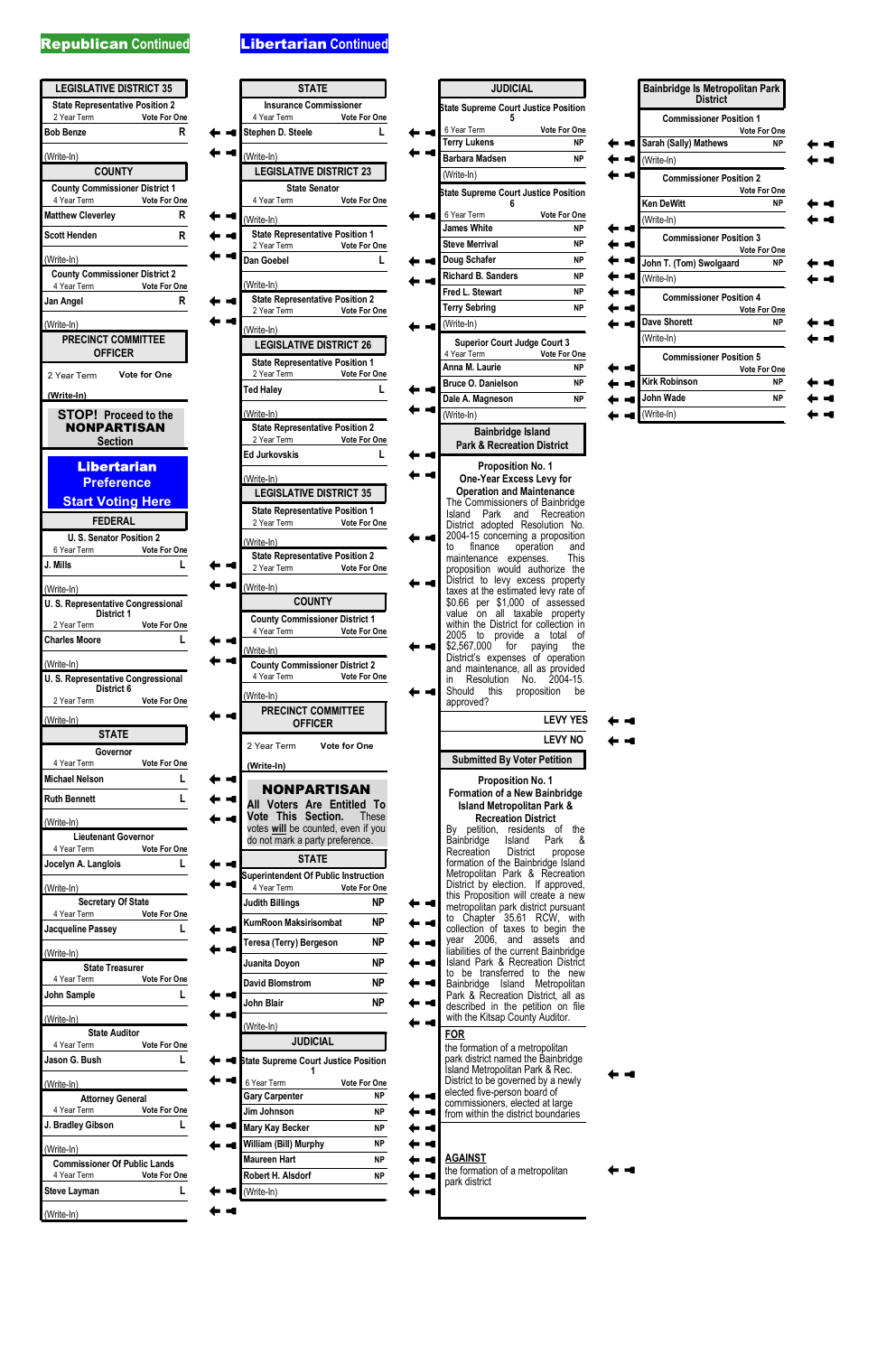## Republican Continued

### LEGISLATIVE DISTRICT 35

**State Representative Position 2**
2 Year Term — Vote For One

- Bob Benze — R
- (Write-In)

### COUNTY

**County Commissioner District 1**
4 Year Term — Vote For One

- Matthew Cleverley — R
- Scott Henden — R
- (Write-In)

**County Commissioner District 2**
4 Year Term — Vote For One

- Jan Angel — R
- (Write-In)

### PRECINCT COMMITTEE OFFICER

2 Year Term — Vote for One

- (Write-In)

**STOP! Proceed to the NONPARTISAN Section**

## Libertarian Preference Start Voting Here

### FEDERAL

**U. S. Senator Position 2**
6 Year Term — Vote For One

- J. Mills — L
- (Write-In)

**U. S. Representative Congressional District 1**
2 Year Term — Vote For One

- Charles Moore — L
- (Write-In)

**U. S. Representative Congressional District 6**
2 Year Term — Vote For One

- (Write-In)

### STATE

**Governor**
4 Year Term — Vote For One

- Michael Nelson — L
- Ruth Bennett — L
- (Write-In)

**Lieutenant Governor**
4 Year Term — Vote For One

- Jocelyn A. Langlois — L
- (Write-In)

**Secretary Of State**
4 Year Term — Vote For One

- Jacqueline Passey — L
- (Write-In)

**State Treasurer**
4 Year Term — Vote For One

- John Sample — L
- (Write-In)

**State Auditor**
4 Year Term — Vote For One

- Jason G. Bush — L
- (Write-In)

**Attorney General**
4 Year Term — Vote For One

- J. Bradley Gibson — L
- (Write-In)

**Commissioner Of Public Lands**
4 Year Term — Vote For One

- Steve Layman — L
- (Write-In)

## Libertarian Continued

### STATE

**Insurance Commissioner**
4 Year Term — Vote For One

- Stephen D. Steele — L
- (Write-In)

### LEGISLATIVE DISTRICT 23

**State Senator**
4 Year Term — Vote For One

- (Write-In)

**State Representative Position 1**
2 Year Term — Vote For One

- Dan Goebel — L
- (Write-In)

**State Representative Position 2**
2 Year Term — Vote For One

- (Write-In)

### LEGISLATIVE DISTRICT 26

**State Representative Position 1**
2 Year Term — Vote For One

- Ted Haley — L
- (Write-In)

**State Representative Position 2**
2 Year Term — Vote For One

- Ed Jurkovskis — L
- (Write-In)

### LEGISLATIVE DISTRICT 35

**State Representative Position 1**
2 Year Term — Vote For One

- (Write-In)

**State Representative Position 2**
2 Year Term — Vote For One

- (Write-In)

### COUNTY

**County Commissioner District 1**
4 Year Term — Vote For One

- (Write-In)

**County Commissioner District 2**
4 Year Term — Vote For One

- (Write-In)

### PRECINCT COMMITTEE OFFICER

2 Year Term — Vote for One

- (Write-In)

## NONPARTISAN

All Voters Are Entitled To Vote This Section. These votes **will** be counted, even if you do not mark a party preference.

### STATE

**Superintendent Of Public Instruction**
4 Year Term — Vote For One

- Judith Billings — NP
- KumRoon Maksirisombat — NP
- Teresa (Terry) Bergeson — NP
- Juanita Doyon — NP
- David Blomstrom — NP
- John Blair — NP
- (Write-In)

### JUDICIAL

**State Supreme Court Justice Position 1**
6 Year Term — Vote For One

- Gary Carpenter — NP
- Jim Johnson — NP
- Mary Kay Becker — NP
- William (Bill) Murphy — NP
- Maureen Hart — NP
- Robert H. Alsdorf — NP
- (Write-In)

**State Supreme Court Justice Position 5**
6 Year Term — Vote For One

- Terry Lukens — NP
- Barbara Madsen — NP
- (Write-In)

**State Supreme Court Justice Position 6**
6 Year Term — Vote For One

- James White — NP
- Steve Merrival — NP
- Doug Schafer — NP
- Richard B. Sanders — NP
- Fred L. Stewart — NP
- Terry Sebring — NP
- (Write-In)

**Superior Court Judge Court 3**
4 Year Term — Vote For One

- Anna M. Laurie — NP
- Bruce O. Danielson — NP
- Dale A. Magneson — NP
- (Write-In)

### Bainbridge Island Park & Recreation District

**Proposition No. 1**
**One-Year Excess Levy for Operation and Maintenance**

The Commissioners of Bainbridge Island Park and Recreation District adopted Resolution No. 2004-15 concerning a proposition to finance operation and maintenance expenses. This proposition would authorize the District to levy excess property taxes at the estimated levy rate of $0.66 per $1,000 of assessed value on all taxable property within the District for collection in 2005 to provide a total of $2,567,000 for paying the District's expenses of operation and maintenance, all as provided in Resolution No. 2004-15. Should this proposition be approved?

- LEVY YES
- LEVY NO

### Submitted By Voter Petition

**Proposition No. 1**
**Formation of a New Bainbridge Island Metropolitan Park & Recreation District**

By petition, residents of the Bainbridge Island Park & Recreation District propose formation of the Bainbridge Island Metropolitan Park & Recreation District by election. If approved, this Proposition will create a new metropolitan park district pursuant to Chapter 35.61 RCW, with collection of taxes to begin the year 2006, and assets and liabilities of the current Bainbridge Island Park & Recreation District to be transferred to the new Bainbridge Island Metropolitan Park & Recreation District, all as described in the petition on file with the Kitsap County Auditor.

- **FOR** — the formation of a metropolitan park district named the Bainbridge Island Metropolitan Park & Rec. District to be governed by a newly elected five-person board of commissioners, elected at large from within the district boundaries
- **AGAINST** — the formation of a metropolitan park district

### Bainbridge Is Metropolitan Park District

**Commissioner Position 1**
Vote For One

- Sarah (Sally) Mathews — NP
- (Write-In)

**Commissioner Position 2**
Vote For One

- Ken DeWitt — NP
- (Write-In)

**Commissioner Position 3**
Vote For One

- John T. (Tom) Swolgaard — NP
- (Write-In)

**Commissioner Position 4**
Vote For One

- Dave Shorett — NP
- (Write-In)

**Commissioner Position 5**
Vote For One

- Kirk Robinson — NP
- John Wade — NP
- (Write-In)